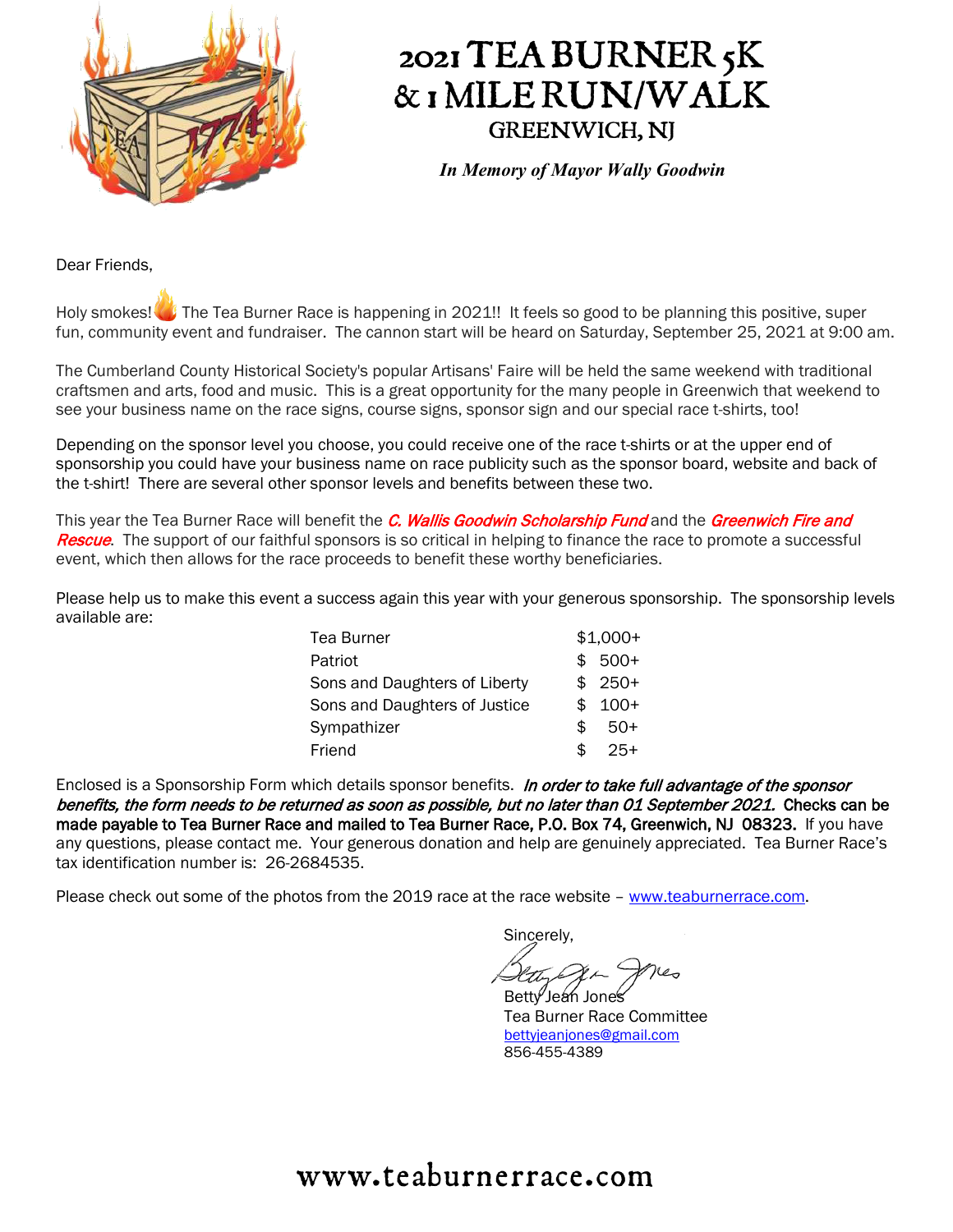# 2021 TEA BURNER 5K & 1 MILE RUN/WALK

## GREENWICH, NJ

***In Memory of Mayor Wally Goodwin***

Dear Friends,

Holy smokes! The Tea Burner Race is happening in 2021!! It feels so good to be planning this positive, super fun, community event and fundraiser. The cannon start will be heard on Saturday, September 25, 2021 at 9:00 am.

The Cumberland County Historical Society's popular Artisans' Faire will be held the same weekend with traditional craftsmen and arts, food and music. This is a great opportunity for the many people in Greenwich that weekend to see your business name on the race signs, course signs, sponsor sign and our special race t-shirts, too!

Depending on the sponsor level you choose, you could receive one of the race t-shirts or at the upper end of sponsorship you could have your business name on race publicity such as the sponsor board, website and back of the t-shirt! There are several other sponsor levels and benefits between these two.

This year the Tea Burner Race will benefit the ***C. Wallis Goodwin Scholarship Fund*** and the ***Greenwich Fire and Rescue***. The support of our faithful sponsors is so critical in helping to finance the race to promote a successful event, which then allows for the race proceeds to benefit these worthy beneficiaries.

Please help us to make this event a success again this year with your generous sponsorship. The sponsorship levels available are:

| | |
|---|---|
| Tea Burner | $1,000+ |
| Patriot | $ 500+ |
| Sons and Daughters of Liberty | $ 250+ |
| Sons and Daughters of Justice | $ 100+ |
| Sympathizer | $ 50+ |
| Friend | $ 25+ |

Enclosed is a Sponsorship Form which details sponsor benefits. ***In order to take full advantage of the sponsor benefits, the form needs to be returned as soon as possible, but no later than 01 September 2021.*** **Checks can be made payable to Tea Burner Race and mailed to Tea Burner Race, P.O. Box 74, Greenwich, NJ 08323.** If you have any questions, please contact me. Your generous donation and help are genuinely appreciated. Tea Burner Race's tax identification number is: 26-2684535.

Please check out some of the photos from the 2019 race at the race website – www.teaburnerrace.com.

Sincerely,

Betty Jean Jones
Tea Burner Race Committee
bettyjeanjones@gmail.com
856-455-4389

www.teaburnerrace.com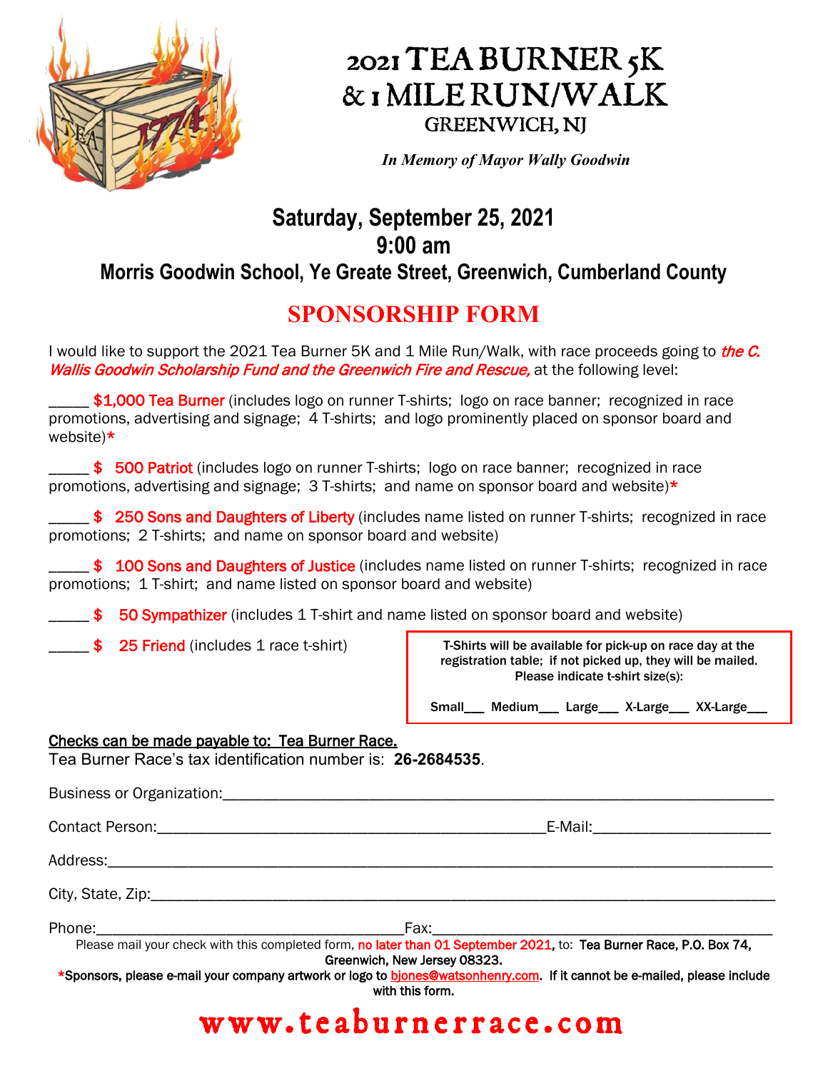# 2021 TEA BURNER 5K & 1 MILE RUN/WALK

## GREENWICH, NJ

*In Memory of Mayor Wally Goodwin*

**Saturday, September 25, 2021**
**9:00 am**
**Morris Goodwin School, Ye Greate Street, Greenwich, Cumberland County**

## SPONSORSHIP FORM

I would like to support the 2021 Tea Burner 5K and 1 Mile Run/Walk, with race proceeds going to *the C. Wallis Goodwin Scholarship Fund and the Greenwich Fire and Rescue,* at the following level:

_____ $1,000 Tea Burner (includes logo on runner T-shirts; logo on race banner; recognized in race promotions, advertising and signage; 4 T-shirts; and logo prominently placed on sponsor board and website)*

_____ $ 500 Patriot (includes logo on runner T-shirts; logo on race banner; recognized in race promotions, advertising and signage; 3 T-shirts; and name on sponsor board and website)*

_____ $ 250 Sons and Daughters of Liberty (includes name listed on runner T-shirts; recognized in race promotions; 2 T-shirts; and name on sponsor board and website)

_____ $ 100 Sons and Daughters of Justice (includes name listed on runner T-shirts; recognized in race promotions; 1 T-shirt; and name listed on sponsor board and website)

_____ $ 50 Sympathizer (includes 1 T-shirt and name listed on sponsor board and website)

_____ $ 25 Friend (includes 1 race t-shirt)

**T-Shirts will be available for pick-up on race day at the registration table; if not picked up, they will be mailed. Please indicate t-shirt size(s):**

**Small___ Medium___ Large___ X-Large___ XX-Large___**

Checks can be made payable to: Tea Burner Race.
Tea Burner Race's tax identification number is: **26-2684535**.

Business or Organization:_______________________________________________

Contact Person:_________________________________ E-Mail:________________

Address:_______________________________________________________________

City, State, Zip:_______________________________________________________

Phone:______________________________ Fax:______________________________

Please mail your check with this completed form, no later than 01 September 2021, to: **Tea Burner Race, P.O. Box 74, Greenwich, New Jersey 08323.**

***Sponsors, please e-mail your company artwork or logo to bjones@watsonhenry.com. If it cannot be e-mailed, please include with this form.**

**www.teaburnerrace.com**